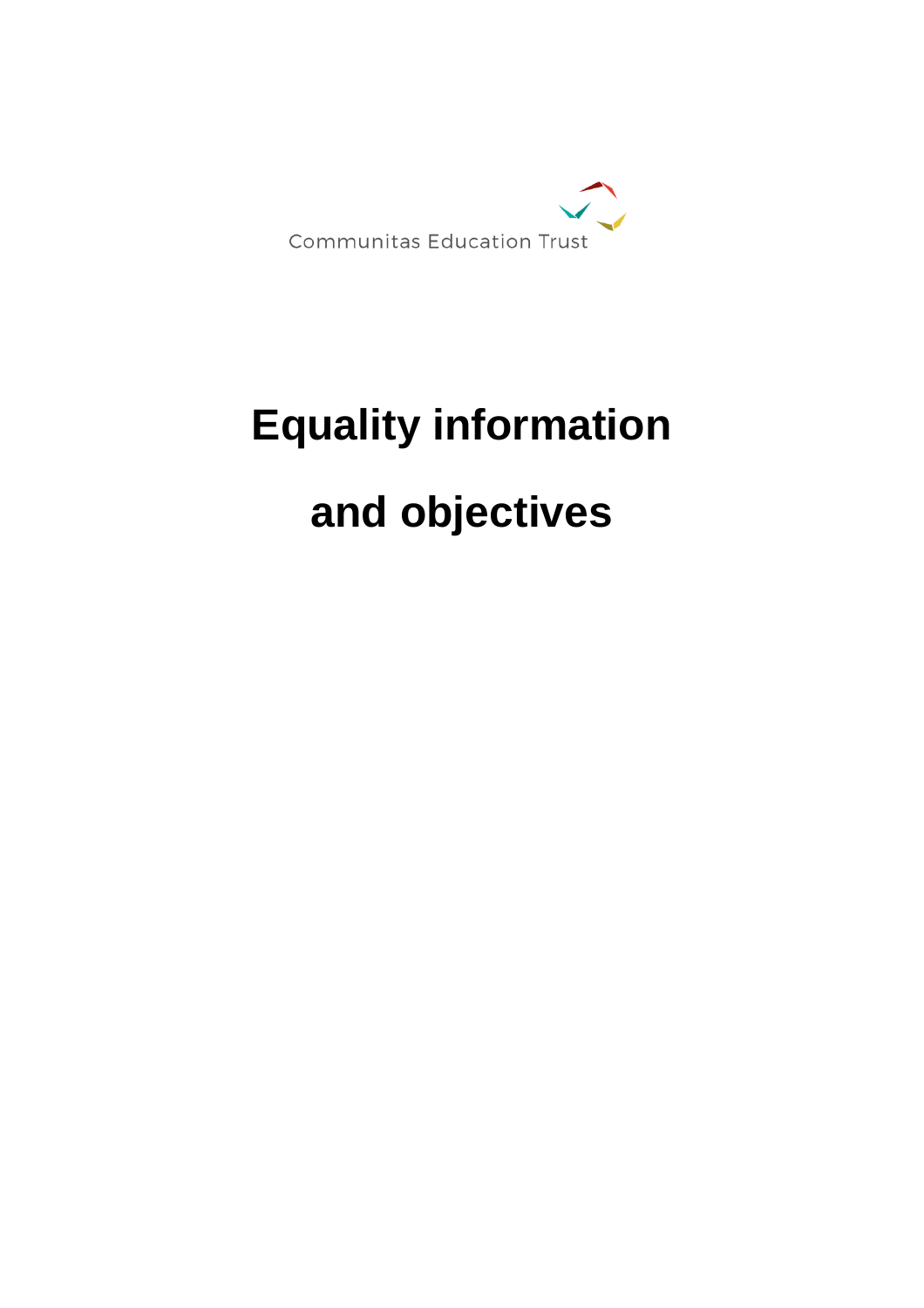Communitas Education Trust

# Equality information

# and objectives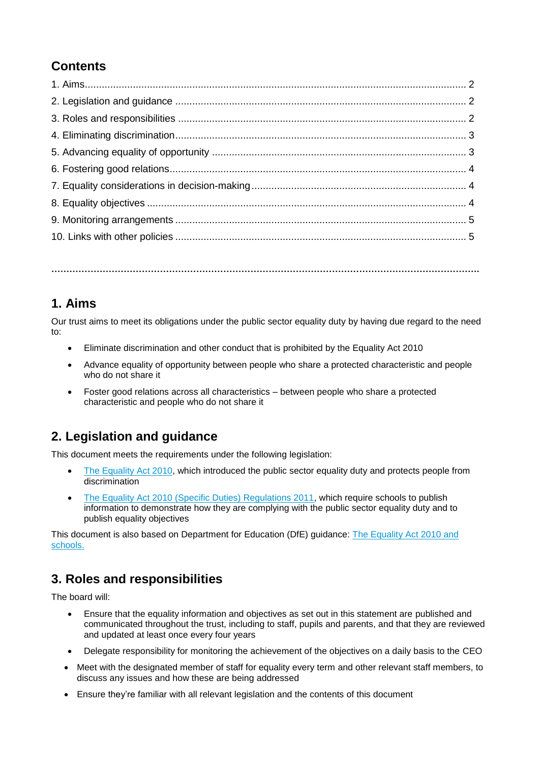## Contents

1. Aims ........................................................................ 2
2. Legislation and guidance ........................................................................ 2
3. Roles and responsibilities ........................................................................ 2
4. Eliminating discrimination ........................................................................ 3
5. Advancing equality of opportunity ........................................................................ 3
6. Fostering good relations ........................................................................ 4
7. Equality considerations in decision-making ........................................................................ 4
8. Equality objectives ........................................................................ 4
9. Monitoring arrangements ........................................................................ 5
10. Links with other policies ........................................................................ 5

---

## 1. Aims

Our trust aims to meet its obligations under the public sector equality duty by having due regard to the need to:

- Eliminate discrimination and other conduct that is prohibited by the Equality Act 2010
- Advance equality of opportunity between people who share a protected characteristic and people who do not share it
- Foster good relations across all characteristics – between people who share a protected characteristic and people who do not share it

## 2. Legislation and guidance

This document meets the requirements under the following legislation:

- The Equality Act 2010, which introduced the public sector equality duty and protects people from discrimination
- The Equality Act 2010 (Specific Duties) Regulations 2011, which require schools to publish information to demonstrate how they are complying with the public sector equality duty and to publish equality objectives

This document is also based on Department for Education (DfE) guidance: The Equality Act 2010 and schools.

## 3. Roles and responsibilities

The board will:

- Ensure that the equality information and objectives as set out in this statement are published and communicated throughout the trust, including to staff, pupils and parents, and that they are reviewed and updated at least once every four years
- Delegate responsibility for monitoring the achievement of the objectives on a daily basis to the CEO
- Meet with the designated member of staff for equality every term and other relevant staff members, to discuss any issues and how these are being addressed
- Ensure they're familiar with all relevant legislation and the contents of this document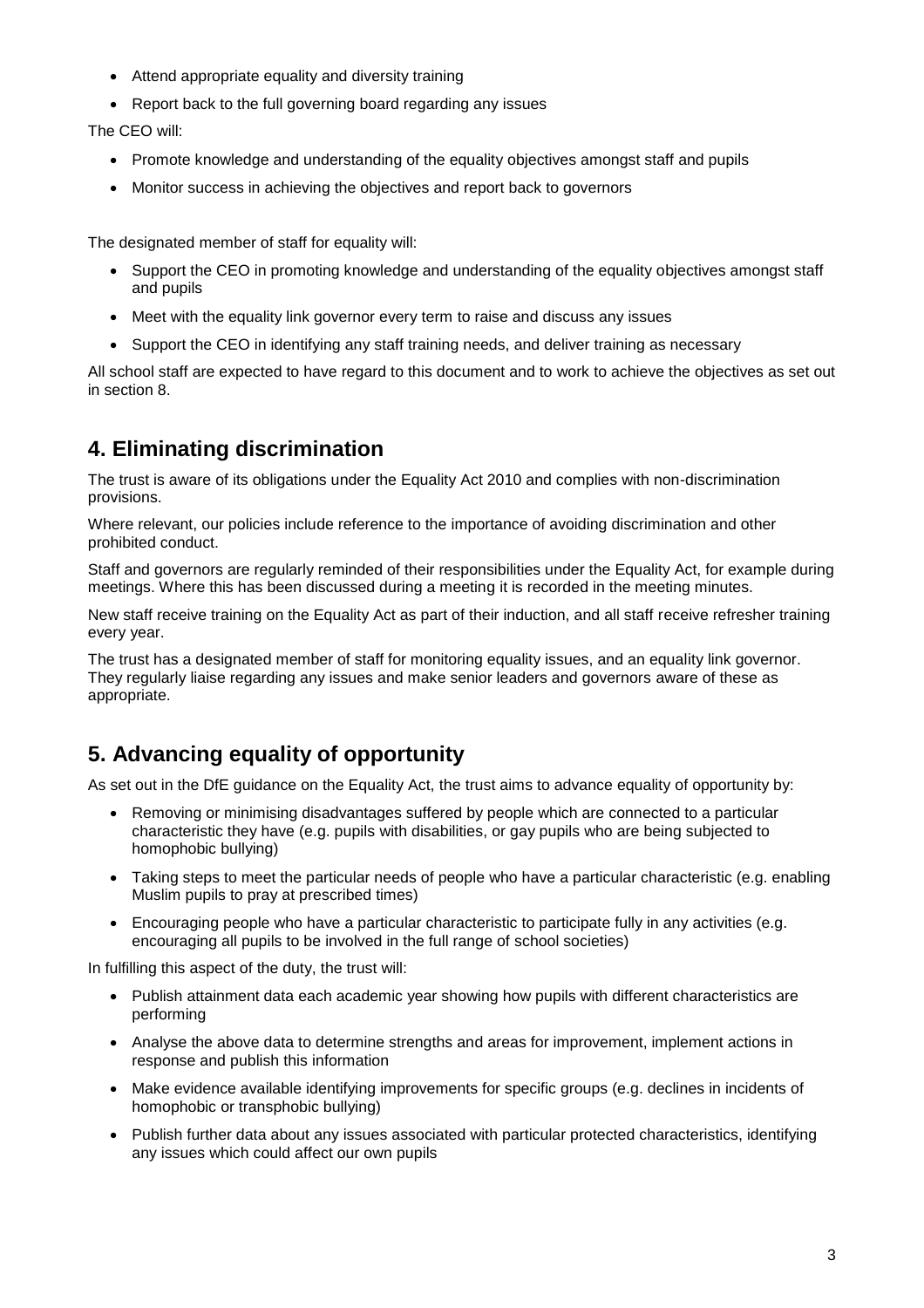- Attend appropriate equality and diversity training
- Report back to the full governing board regarding any issues

The CEO will:

- Promote knowledge and understanding of the equality objectives amongst staff and pupils
- Monitor success in achieving the objectives and report back to governors

The designated member of staff for equality will:

- Support the CEO in promoting knowledge and understanding of the equality objectives amongst staff and pupils
- Meet with the equality link governor every term to raise and discuss any issues
- Support the CEO in identifying any staff training needs, and deliver training as necessary

All school staff are expected to have regard to this document and to work to achieve the objectives as set out in section 8.

## 4. Eliminating discrimination

The trust is aware of its obligations under the Equality Act 2010 and complies with non-discrimination provisions.

Where relevant, our policies include reference to the importance of avoiding discrimination and other prohibited conduct.

Staff and governors are regularly reminded of their responsibilities under the Equality Act, for example during meetings. Where this has been discussed during a meeting it is recorded in the meeting minutes.

New staff receive training on the Equality Act as part of their induction, and all staff receive refresher training every year.

The trust has a designated member of staff for monitoring equality issues, and an equality link governor. They regularly liaise regarding any issues and make senior leaders and governors aware of these as appropriate.

## 5. Advancing equality of opportunity

As set out in the DfE guidance on the Equality Act, the trust aims to advance equality of opportunity by:

- Removing or minimising disadvantages suffered by people which are connected to a particular characteristic they have (e.g. pupils with disabilities, or gay pupils who are being subjected to homophobic bullying)
- Taking steps to meet the particular needs of people who have a particular characteristic (e.g. enabling Muslim pupils to pray at prescribed times)
- Encouraging people who have a particular characteristic to participate fully in any activities (e.g. encouraging all pupils to be involved in the full range of school societies)

In fulfilling this aspect of the duty, the trust will:

- Publish attainment data each academic year showing how pupils with different characteristics are performing
- Analyse the above data to determine strengths and areas for improvement, implement actions in response and publish this information
- Make evidence available identifying improvements for specific groups (e.g. declines in incidents of homophobic or transphobic bullying)
- Publish further data about any issues associated with particular protected characteristics, identifying any issues which could affect our own pupils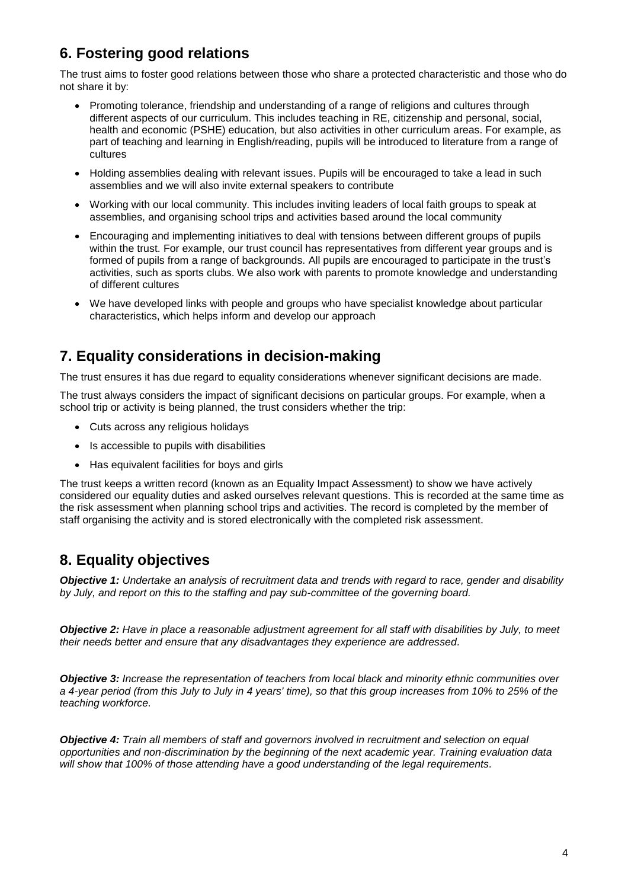## 6. Fostering good relations

The trust aims to foster good relations between those who share a protected characteristic and those who do not share it by:

- Promoting tolerance, friendship and understanding of a range of religions and cultures through different aspects of our curriculum. This includes teaching in RE, citizenship and personal, social, health and economic (PSHE) education, but also activities in other curriculum areas. For example, as part of teaching and learning in English/reading, pupils will be introduced to literature from a range of cultures
- Holding assemblies dealing with relevant issues. Pupils will be encouraged to take a lead in such assemblies and we will also invite external speakers to contribute
- Working with our local community. This includes inviting leaders of local faith groups to speak at assemblies, and organising school trips and activities based around the local community
- Encouraging and implementing initiatives to deal with tensions between different groups of pupils within the trust. For example, our trust council has representatives from different year groups and is formed of pupils from a range of backgrounds. All pupils are encouraged to participate in the trust's activities, such as sports clubs. We also work with parents to promote knowledge and understanding of different cultures
- We have developed links with people and groups who have specialist knowledge about particular characteristics, which helps inform and develop our approach

## 7. Equality considerations in decision-making

The trust ensures it has due regard to equality considerations whenever significant decisions are made.

The trust always considers the impact of significant decisions on particular groups. For example, when a school trip or activity is being planned, the trust considers whether the trip:

- Cuts across any religious holidays
- Is accessible to pupils with disabilities
- Has equivalent facilities for boys and girls

The trust keeps a written record (known as an Equality Impact Assessment) to show we have actively considered our equality duties and asked ourselves relevant questions. This is recorded at the same time as the risk assessment when planning school trips and activities. The record is completed by the member of staff organising the activity and is stored electronically with the completed risk assessment.

## 8. Equality objectives

***Objective 1:*** *Undertake an analysis of recruitment data and trends with regard to race, gender and disability by July, and report on this to the staffing and pay sub-committee of the governing board.*

***Objective 2:*** *Have in place a reasonable adjustment agreement for all staff with disabilities by July, to meet their needs better and ensure that any disadvantages they experience are addressed.*

***Objective 3:*** *Increase the representation of teachers from local black and minority ethnic communities over a 4-year period (from this July to July in 4 years' time), so that this group increases from 10% to 25% of the teaching workforce.*

***Objective 4:*** *Train all members of staff and governors involved in recruitment and selection on equal opportunities and non-discrimination by the beginning of the next academic year. Training evaluation data will show that 100% of those attending have a good understanding of the legal requirements.*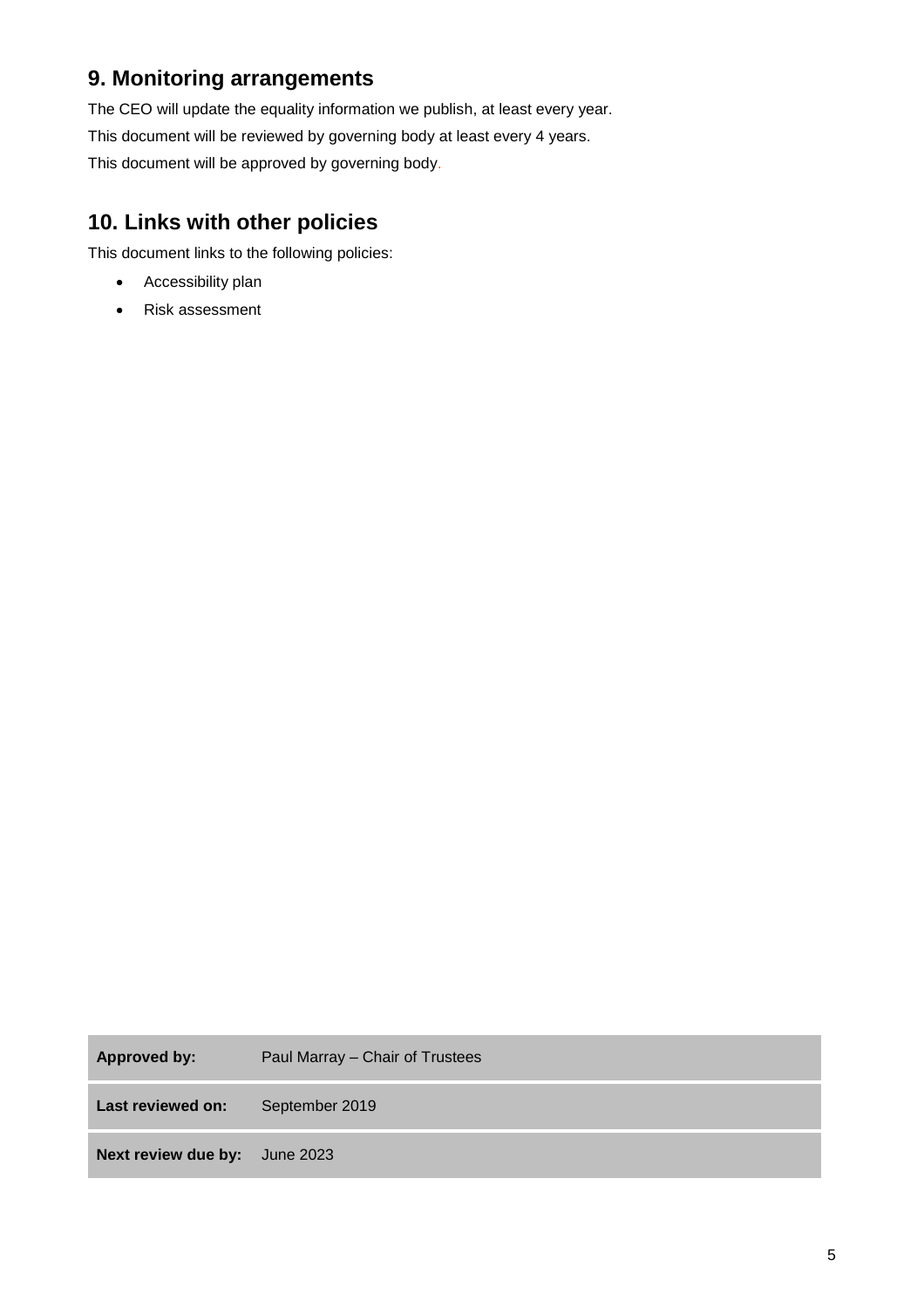## 9. Monitoring arrangements

The CEO will update the equality information we publish, at least every year.

This document will be reviewed by governing body at least every 4 years.

This document will be approved by governing body.

## 10. Links with other policies

This document links to the following policies:

- Accessibility plan
- Risk assessment

| | |
|---|---|
| **Approved by:** | Paul Marray – Chair of Trustees |
| **Last reviewed on:** | September 2019 |
| **Next review due by:** | June 2023 |